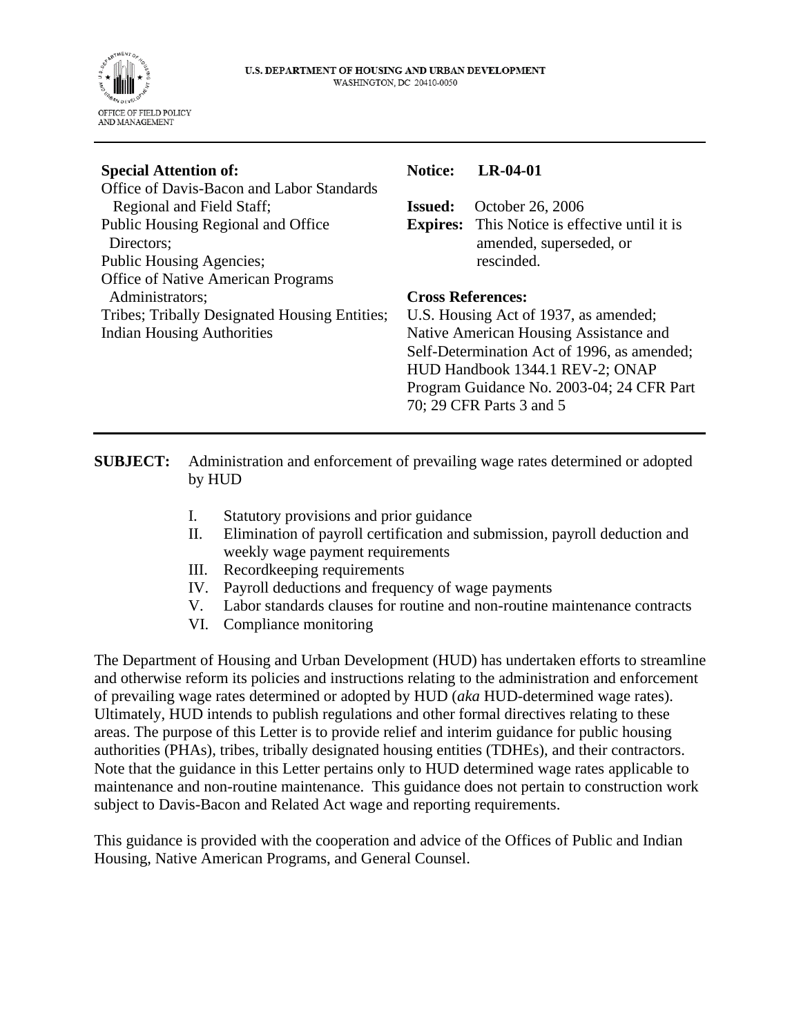U.S. DEPARTMENT OF HOUSING AND URBAN DEVELOPMENT
WASHINGTON, DC 20410-0050

OFFICE OF FIELD POLICY AND MANAGEMENT

---

**Special Attention of:**
Office of Davis-Bacon and Labor Standards Regional and Field Staff;
Public Housing Regional and Office Directors;
Public Housing Agencies;
Office of Native American Programs Administrators;
Tribes; Tribally Designated Housing Entities;
Indian Housing Authorities

**Notice:** **LR-04-01**

**Issued:** October 26, 2006
**Expires:** This Notice is effective until it is amended, superseded, or rescinded.

**Cross References:**
U.S. Housing Act of 1937, as amended; Native American Housing Assistance and Self-Determination Act of 1996, as amended; HUD Handbook 1344.1 REV-2; ONAP Program Guidance No. 2003-04; 24 CFR Part 70; 29 CFR Parts 3 and 5

---

**SUBJECT:** Administration and enforcement of prevailing wage rates determined or adopted by HUD

I. Statutory provisions and prior guidance
II. Elimination of payroll certification and submission, payroll deduction and weekly wage payment requirements
III. Recordkeeping requirements
IV. Payroll deductions and frequency of wage payments
V. Labor standards clauses for routine and non-routine maintenance contracts
VI. Compliance monitoring

The Department of Housing and Urban Development (HUD) has undertaken efforts to streamline and otherwise reform its policies and instructions relating to the administration and enforcement of prevailing wage rates determined or adopted by HUD (*aka* HUD-determined wage rates). Ultimately, HUD intends to publish regulations and other formal directives relating to these areas. The purpose of this Letter is to provide relief and interim guidance for public housing authorities (PHAs), tribes, tribally designated housing entities (TDHEs), and their contractors. Note that the guidance in this Letter pertains only to HUD determined wage rates applicable to maintenance and non-routine maintenance. This guidance does not pertain to construction work subject to Davis-Bacon and Related Act wage and reporting requirements.

This guidance is provided with the cooperation and advice of the Offices of Public and Indian Housing, Native American Programs, and General Counsel.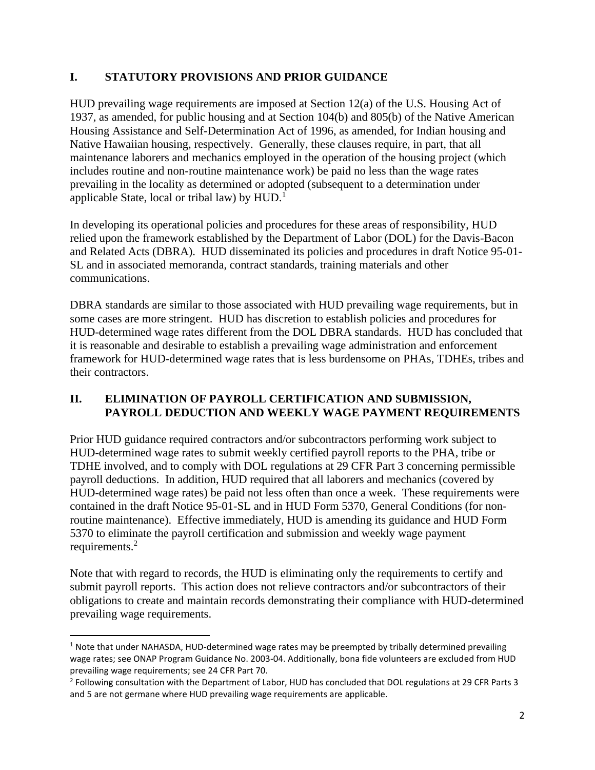## I. STATUTORY PROVISIONS AND PRIOR GUIDANCE

HUD prevailing wage requirements are imposed at Section 12(a) of the U.S. Housing Act of 1937, as amended, for public housing and at Section 104(b) and 805(b) of the Native American Housing Assistance and Self-Determination Act of 1996, as amended, for Indian housing and Native Hawaiian housing, respectively. Generally, these clauses require, in part, that all maintenance laborers and mechanics employed in the operation of the housing project (which includes routine and non-routine maintenance work) be paid no less than the wage rates prevailing in the locality as determined or adopted (subsequent to a determination under applicable State, local or tribal law) by HUD.[1]

In developing its operational policies and procedures for these areas of responsibility, HUD relied upon the framework established by the Department of Labor (DOL) for the Davis-Bacon and Related Acts (DBRA). HUD disseminated its policies and procedures in draft Notice 95-01-SL and in associated memoranda, contract standards, training materials and other communications.

DBRA standards are similar to those associated with HUD prevailing wage requirements, but in some cases are more stringent. HUD has discretion to establish policies and procedures for HUD-determined wage rates different from the DOL DBRA standards. HUD has concluded that it is reasonable and desirable to establish a prevailing wage administration and enforcement framework for HUD-determined wage rates that is less burdensome on PHAs, TDHEs, tribes and their contractors.

## II. ELIMINATION OF PAYROLL CERTIFICATION AND SUBMISSION, PAYROLL DEDUCTION AND WEEKLY WAGE PAYMENT REQUIREMENTS

Prior HUD guidance required contractors and/or subcontractors performing work subject to HUD-determined wage rates to submit weekly certified payroll reports to the PHA, tribe or TDHE involved, and to comply with DOL regulations at 29 CFR Part 3 concerning permissible payroll deductions. In addition, HUD required that all laborers and mechanics (covered by HUD-determined wage rates) be paid not less often than once a week. These requirements were contained in the draft Notice 95-01-SL and in HUD Form 5370, General Conditions (for non-routine maintenance). Effective immediately, HUD is amending its guidance and HUD Form 5370 to eliminate the payroll certification and submission and weekly wage payment requirements.[2]

Note that with regard to records, the HUD is eliminating only the requirements to certify and submit payroll reports. This action does not relieve contractors and/or subcontractors of their obligations to create and maintain records demonstrating their compliance with HUD-determined prevailing wage requirements.

---

[1] Note that under NAHASDA, HUD-determined wage rates may be preempted by tribally determined prevailing wage rates; see ONAP Program Guidance No. 2003-04. Additionally, bona fide volunteers are excluded from HUD prevailing wage requirements; see 24 CFR Part 70.

[2] Following consultation with the Department of Labor, HUD has concluded that DOL regulations at 29 CFR Parts 3 and 5 are not germane where HUD prevailing wage requirements are applicable.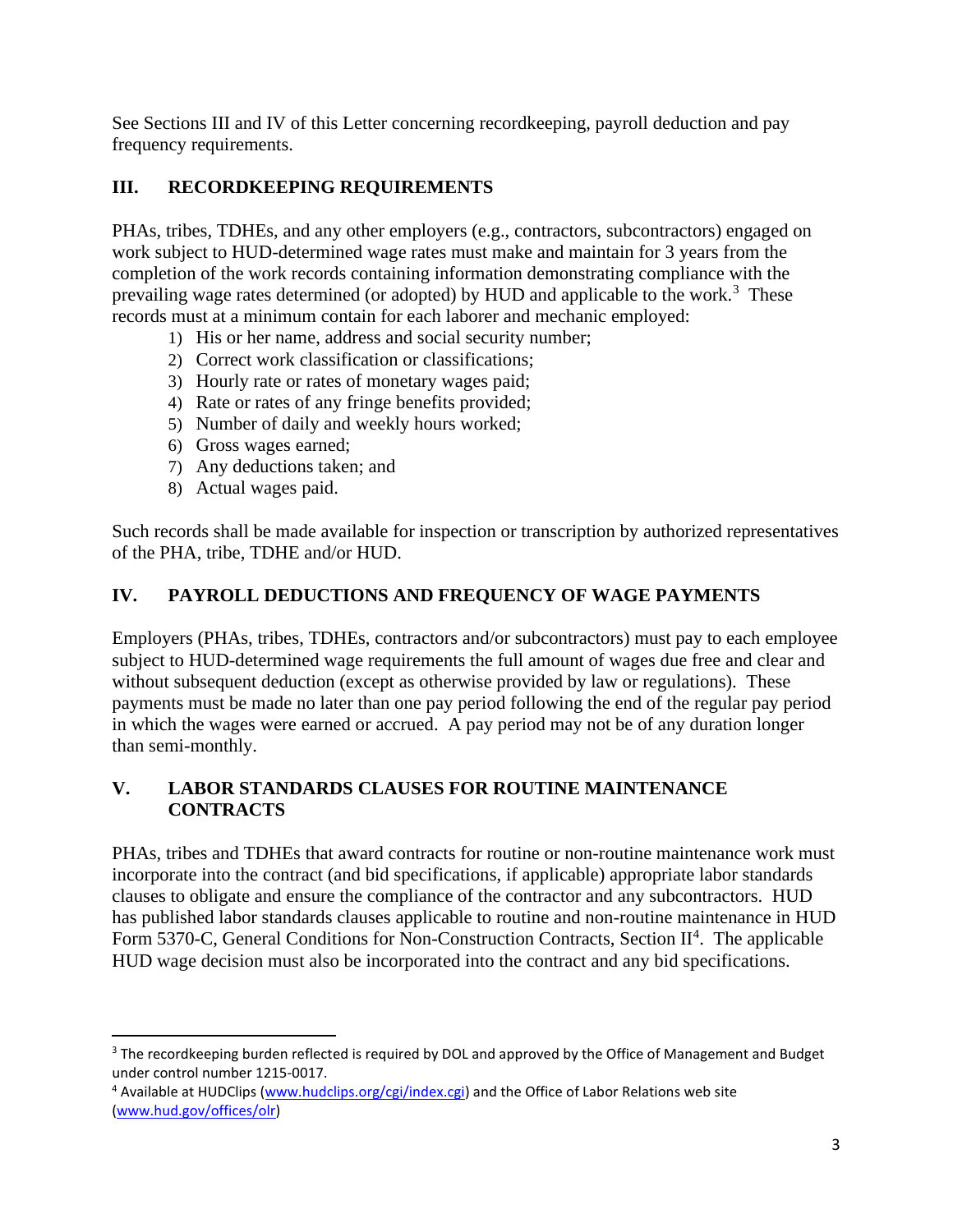See Sections III and IV of this Letter concerning recordkeeping, payroll deduction and pay frequency requirements.

## III. RECORDKEEPING REQUIREMENTS

PHAs, tribes, TDHEs, and any other employers (e.g., contractors, subcontractors) engaged on work subject to HUD-determined wage rates must make and maintain for 3 years from the completion of the work records containing information demonstrating compliance with the prevailing wage rates determined (or adopted) by HUD and applicable to the work.[3] These records must at a minimum contain for each laborer and mechanic employed:

1) His or her name, address and social security number;
2) Correct work classification or classifications;
3) Hourly rate or rates of monetary wages paid;
4) Rate or rates of any fringe benefits provided;
5) Number of daily and weekly hours worked;
6) Gross wages earned;
7) Any deductions taken; and
8) Actual wages paid.

Such records shall be made available for inspection or transcription by authorized representatives of the PHA, tribe, TDHE and/or HUD.

## IV. PAYROLL DEDUCTIONS AND FREQUENCY OF WAGE PAYMENTS

Employers (PHAs, tribes, TDHEs, contractors and/or subcontractors) must pay to each employee subject to HUD-determined wage requirements the full amount of wages due free and clear and without subsequent deduction (except as otherwise provided by law or regulations). These payments must be made no later than one pay period following the end of the regular pay period in which the wages were earned or accrued. A pay period may not be of any duration longer than semi-monthly.

## V. LABOR STANDARDS CLAUSES FOR ROUTINE MAINTENANCE CONTRACTS

PHAs, tribes and TDHEs that award contracts for routine or non-routine maintenance work must incorporate into the contract (and bid specifications, if applicable) appropriate labor standards clauses to obligate and ensure the compliance of the contractor and any subcontractors. HUD has published labor standards clauses applicable to routine and non-routine maintenance in HUD Form 5370-C, General Conditions for Non-Construction Contracts, Section II[4]. The applicable HUD wage decision must also be incorporated into the contract and any bid specifications.

---

[3] The recordkeeping burden reflected is required by DOL and approved by the Office of Management and Budget under control number 1215-0017.

[4] Available at HUDClips (www.hudclips.org/cgi/index.cgi) and the Office of Labor Relations web site (www.hud.gov/offices/olr)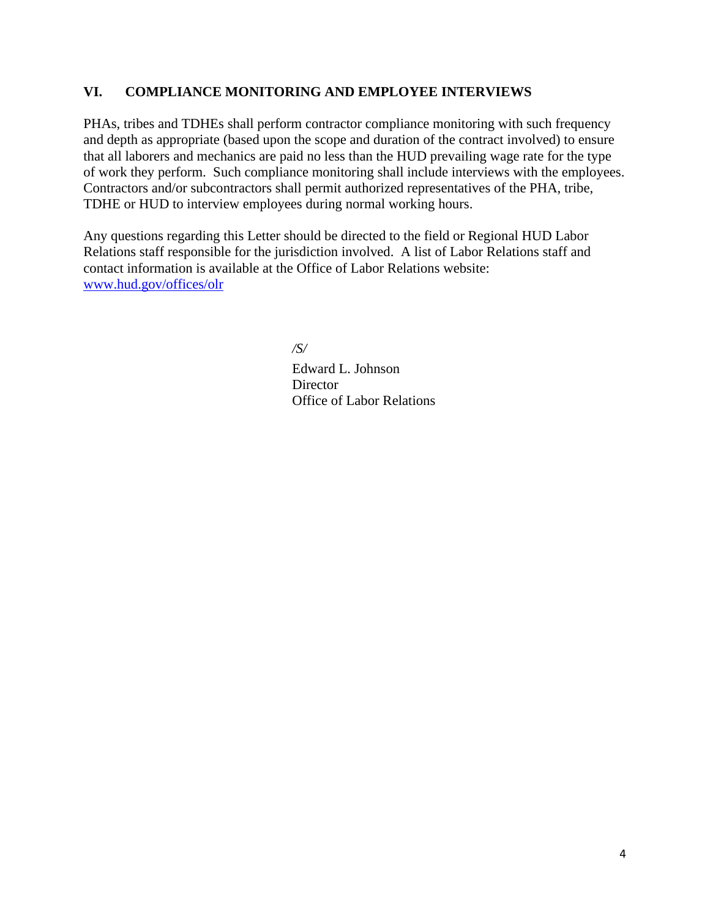## VI. COMPLIANCE MONITORING AND EMPLOYEE INTERVIEWS

PHAs, tribes and TDHEs shall perform contractor compliance monitoring with such frequency and depth as appropriate (based upon the scope and duration of the contract involved) to ensure that all laborers and mechanics are paid no less than the HUD prevailing wage rate for the type of work they perform. Such compliance monitoring shall include interviews with the employees. Contractors and/or subcontractors shall permit authorized representatives of the PHA, tribe, TDHE or HUD to interview employees during normal working hours.

Any questions regarding this Letter should be directed to the field or Regional HUD Labor Relations staff responsible for the jurisdiction involved. A list of Labor Relations staff and contact information is available at the Office of Labor Relations website: [www.hud.gov/offices/olr](www.hud.gov/offices/olr)

*/S/*

Edward L. Johnson
Director
Office of Labor Relations